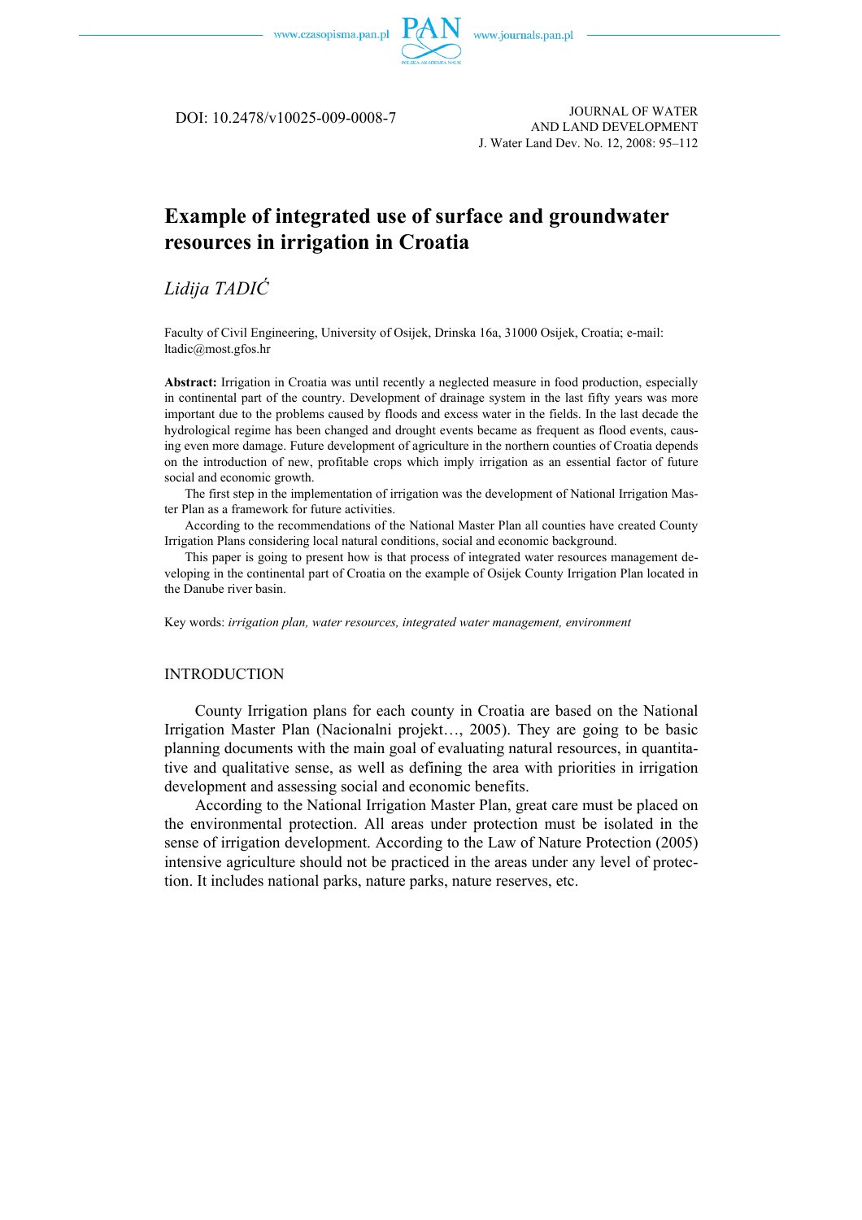DOI: 10.2478/v10025-009-0008-7

JOURNAL OF WATER AND LAND DEVELOPMENT
J. Water Land Dev. No. 12, 2008: 95–112

# Example of integrated use of surface and groundwater resources in irrigation in Croatia

*Lidija TADIĆ*

Faculty of Civil Engineering, University of Osijek, Drinska 16a, 31000 Osijek, Croatia; e-mail: ltadic@most.gfos.hr

**Abstract:** Irrigation in Croatia was until recently a neglected measure in food production, especially in continental part of the country. Development of drainage system in the last fifty years was more important due to the problems caused by floods and excess water in the fields. In the last decade the hydrological regime has been changed and drought events became as frequent as flood events, causing even more damage. Future development of agriculture in the northern counties of Croatia depends on the introduction of new, profitable crops which imply irrigation as an essential factor of future social and economic growth.

The first step in the implementation of irrigation was the development of National Irrigation Master Plan as a framework for future activities.

According to the recommendations of the National Master Plan all counties have created County Irrigation Plans considering local natural conditions, social and economic background.

This paper is going to present how is that process of integrated water resources management developing in the continental part of Croatia on the example of Osijek County Irrigation Plan located in the Danube river basin.

Key words: *irrigation plan, water resources, integrated water management, environment*

## INTRODUCTION

County Irrigation plans for each county in Croatia are based on the National Irrigation Master Plan (Nacionalni projekt…, 2005). They are going to be basic planning documents with the main goal of evaluating natural resources, in quantitative and qualitative sense, as well as defining the area with priorities in irrigation development and assessing social and economic benefits.

According to the National Irrigation Master Plan, great care must be placed on the environmental protection. All areas under protection must be isolated in the sense of irrigation development. According to the Law of Nature Protection (2005) intensive agriculture should not be practiced in the areas under any level of protection. It includes national parks, nature parks, nature reserves, etc.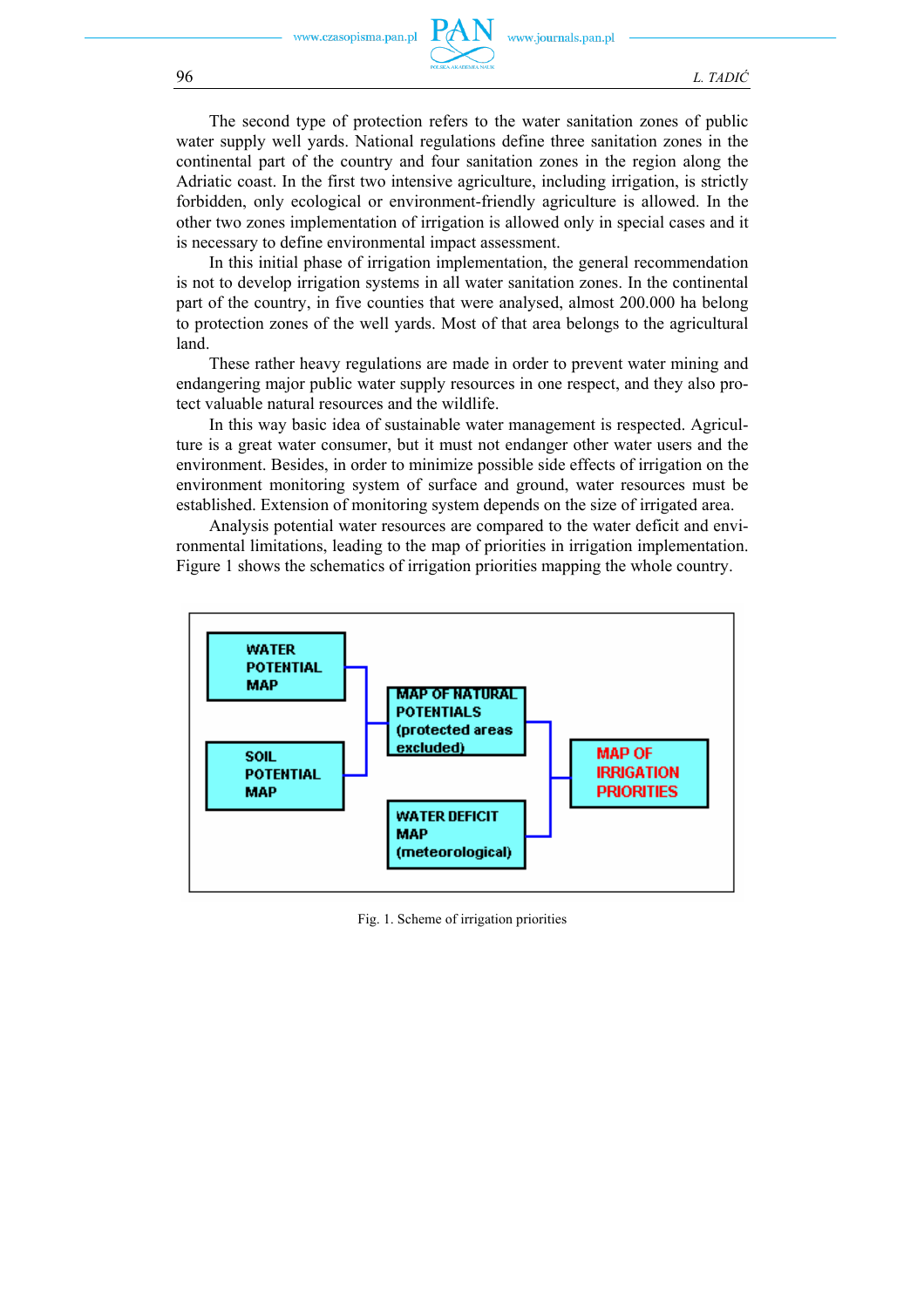The second type of protection refers to the water sanitation zones of public water supply well yards. National regulations define three sanitation zones in the continental part of the country and four sanitation zones in the region along the Adriatic coast. In the first two intensive agriculture, including irrigation, is strictly forbidden, only ecological or environment-friendly agriculture is allowed. In the other two zones implementation of irrigation is allowed only in special cases and it is necessary to define environmental impact assessment.

In this initial phase of irrigation implementation, the general recommendation is not to develop irrigation systems in all water sanitation zones. In the continental part of the country, in five counties that were analysed, almost 200.000 ha belong to protection zones of the well yards. Most of that area belongs to the agricultural land.

These rather heavy regulations are made in order to prevent water mining and endangering major public water supply resources in one respect, and they also protect valuable natural resources and the wildlife.

In this way basic idea of sustainable water management is respected. Agriculture is a great water consumer, but it must not endanger other water users and the environment. Besides, in order to minimize possible side effects of irrigation on the environment monitoring system of surface and ground, water resources must be established. Extension of monitoring system depends on the size of irrigated area.

Analysis potential water resources are compared to the water deficit and environmental limitations, leading to the map of priorities in irrigation implementation. Figure 1 shows the schematics of irrigation priorities mapping the whole country.

Fig. 1. Scheme of irrigation priorities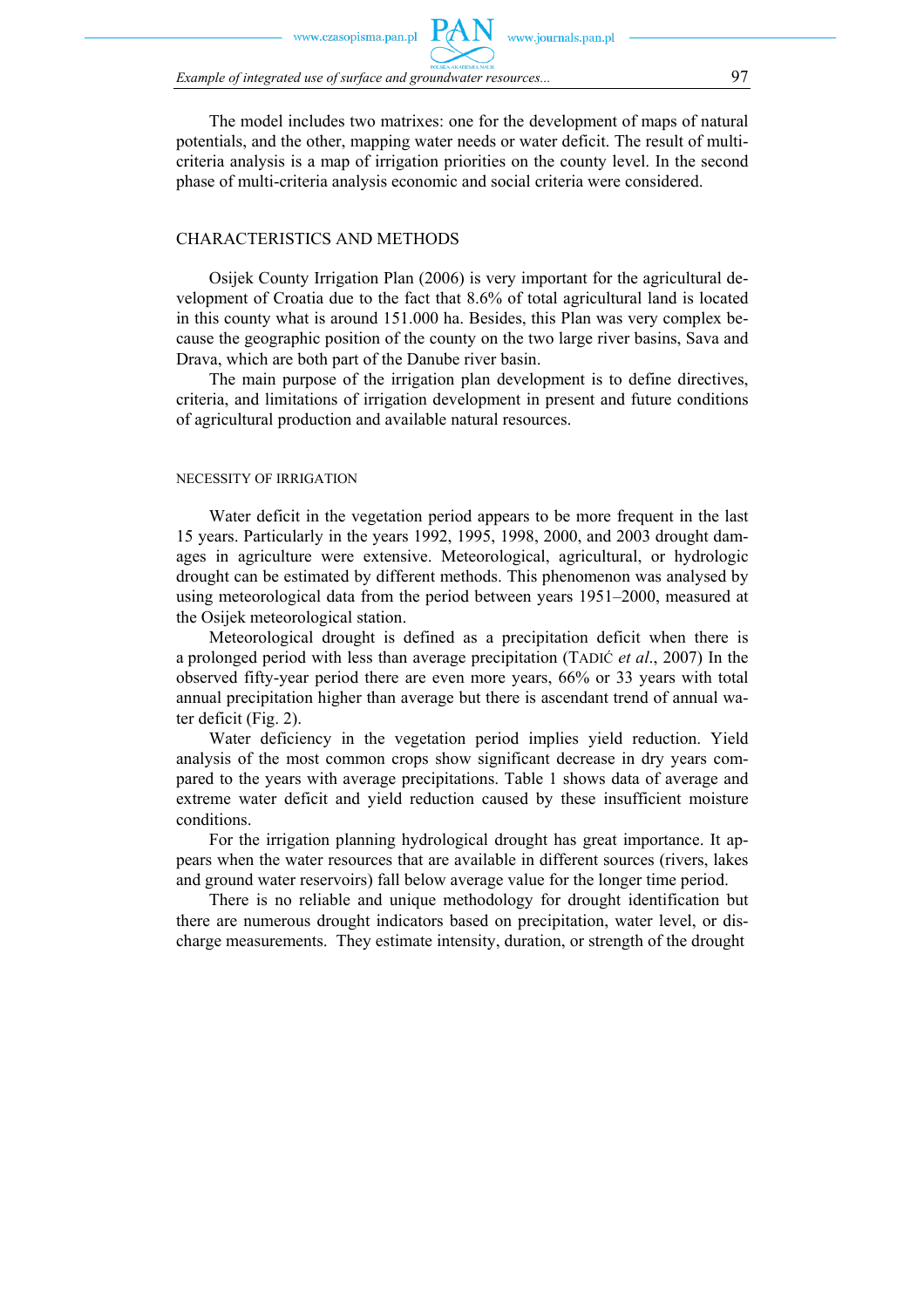The model includes two matrixes: one for the development of maps of natural potentials, and the other, mapping water needs or water deficit. The result of multi-criteria analysis is a map of irrigation priorities on the county level. In the second phase of multi-criteria analysis economic and social criteria were considered.

## CHARACTERISTICS AND METHODS

Osijek County Irrigation Plan (2006) is very important for the agricultural development of Croatia due to the fact that 8.6% of total agricultural land is located in this county what is around 151.000 ha. Besides, this Plan was very complex because the geographic position of the county on the two large river basins, Sava and Drava, which are both part of the Danube river basin.

The main purpose of the irrigation plan development is to define directives, criteria, and limitations of irrigation development in present and future conditions of agricultural production and available natural resources.

### NECESSITY OF IRRIGATION

Water deficit in the vegetation period appears to be more frequent in the last 15 years. Particularly in the years 1992, 1995, 1998, 2000, and 2003 drought damages in agriculture were extensive. Meteorological, agricultural, or hydrologic drought can be estimated by different methods. This phenomenon was analysed by using meteorological data from the period between years 1951–2000, measured at the Osijek meteorological station.

Meteorological drought is defined as a precipitation deficit when there is a prolonged period with less than average precipitation (TADIĆ *et al*., 2007) In the observed fifty-year period there are even more years, 66% or 33 years with total annual precipitation higher than average but there is ascendant trend of annual water deficit (Fig. 2).

Water deficiency in the vegetation period implies yield reduction. Yield analysis of the most common crops show significant decrease in dry years compared to the years with average precipitations. Table 1 shows data of average and extreme water deficit and yield reduction caused by these insufficient moisture conditions.

For the irrigation planning hydrological drought has great importance. It appears when the water resources that are available in different sources (rivers, lakes and ground water reservoirs) fall below average value for the longer time period.

There is no reliable and unique methodology for drought identification but there are numerous drought indicators based on precipitation, water level, or discharge measurements. They estimate intensity, duration, or strength of the drought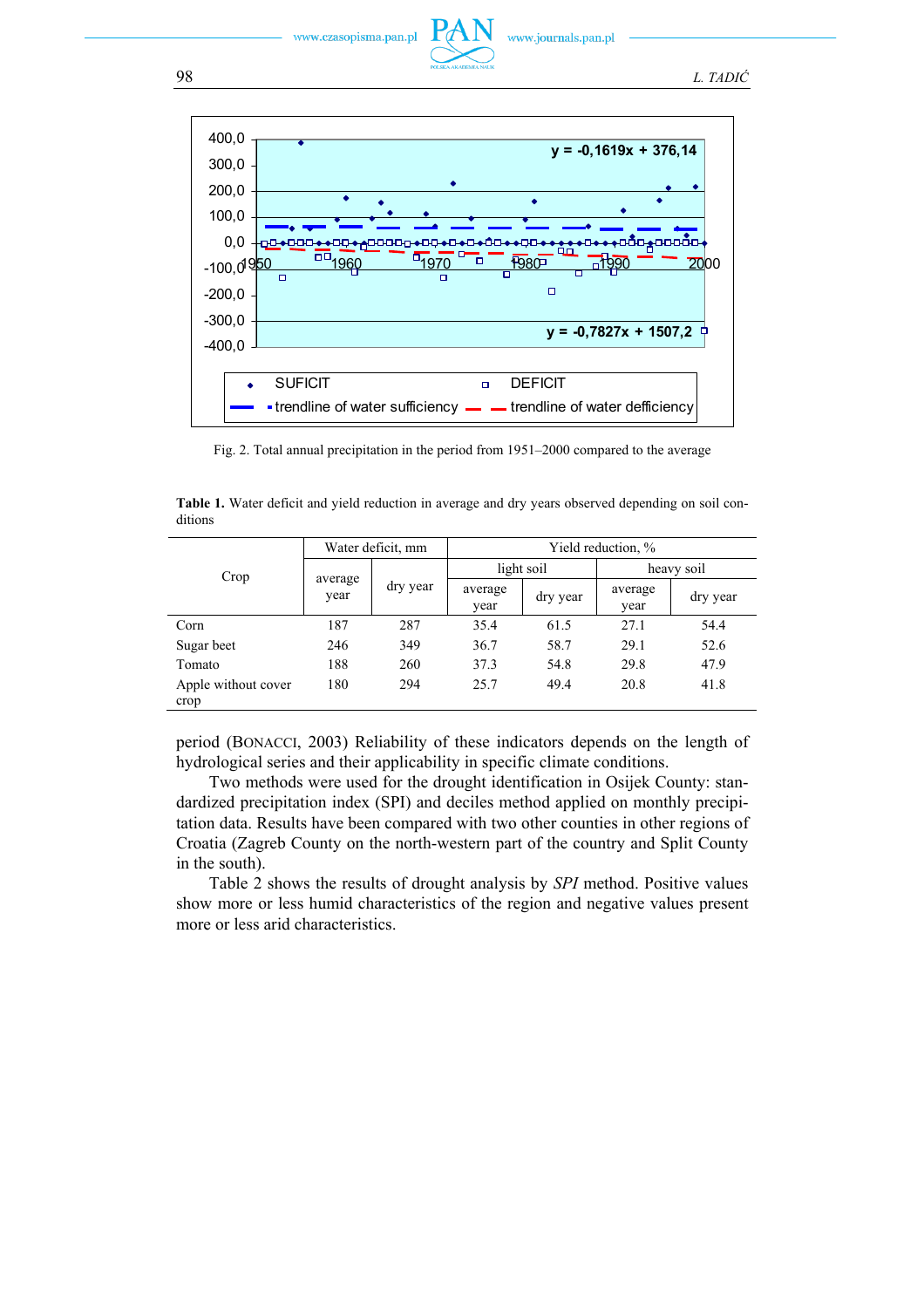Fig. 2. Total annual precipitation in the period from 1951–2000 compared to the average

**Table 1.** Water deficit and yield reduction in average and dry years observed depending on soil conditions

| Crop | Water deficit, mm | | Yield reduction, % | | | |
|---|---|---|---|---|---|---|
| | | | light soil | | heavy soil | |
| | average year | dry year | average year | dry year | average year | dry year |
| Corn | 187 | 287 | 35.4 | 61.5 | 27.1 | 54.4 |
| Sugar beet | 246 | 349 | 36.7 | 58.7 | 29.1 | 52.6 |
| Tomato | 188 | 260 | 37.3 | 54.8 | 29.8 | 47.9 |
| Apple without cover crop | 180 | 294 | 25.7 | 49.4 | 20.8 | 41.8 |

period (BONACCI, 2003) Reliability of these indicators depends on the length of hydrological series and their applicability in specific climate conditions.

Two methods were used for the drought identification in Osijek County: standardized precipitation index (SPI) and deciles method applied on monthly precipitation data. Results have been compared with two other counties in other regions of Croatia (Zagreb County on the north-western part of the country and Split County in the south).

Table 2 shows the results of drought analysis by *SPI* method. Positive values show more or less humid characteristics of the region and negative values present more or less arid characteristics.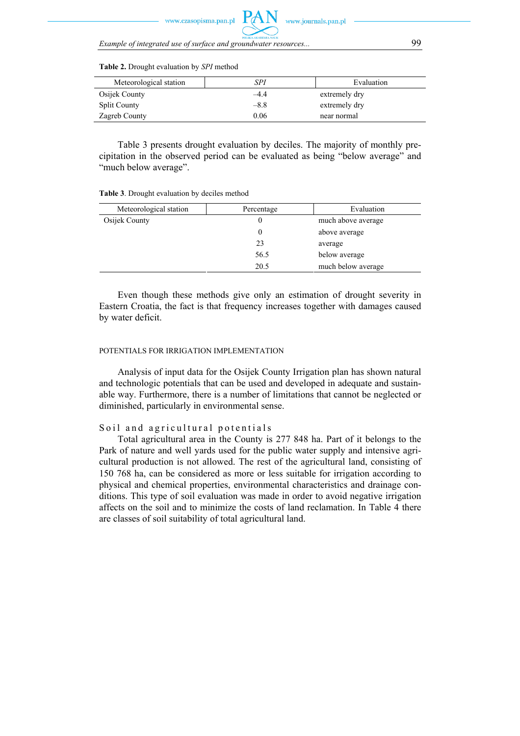**Table 2.** Drought evaluation by *SPI* method

| Meteorological station | *SPI* | Evaluation |
|---|---|---|
| Osijek County | –4.4 | extremely dry |
| Split County | –8.8 | extremely dry |
| Zagreb County | 0.06 | near normal |

Table 3 presents drought evaluation by deciles. The majority of monthly precipitation in the observed period can be evaluated as being "below average" and "much below average".

**Table 3**. Drought evaluation by deciles method

| Meteorological station | Percentage | Evaluation |
|---|---|---|
| Osijek County | 0 | much above average |
| | 0 | above average |
| | 23 | average |
| | 56.5 | below average |
| | 20.5 | much below average |

Even though these methods give only an estimation of drought severity in Eastern Croatia, the fact is that frequency increases together with damages caused by water deficit.

## POTENTIALS FOR IRRIGATION IMPLEMENTATION

Analysis of input data for the Osijek County Irrigation plan has shown natural and technologic potentials that can be used and developed in adequate and sustainable way. Furthermore, there is a number of limitations that cannot be neglected or diminished, particularly in environmental sense.

### Soil and agricultural potentials

Total agricultural area in the County is 277 848 ha. Part of it belongs to the Park of nature and well yards used for the public water supply and intensive agricultural production is not allowed. The rest of the agricultural land, consisting of 150 768 ha, can be considered as more or less suitable for irrigation according to physical and chemical properties, environmental characteristics and drainage conditions. This type of soil evaluation was made in order to avoid negative irrigation affects on the soil and to minimize the costs of land reclamation. In Table 4 there are classes of soil suitability of total agricultural land.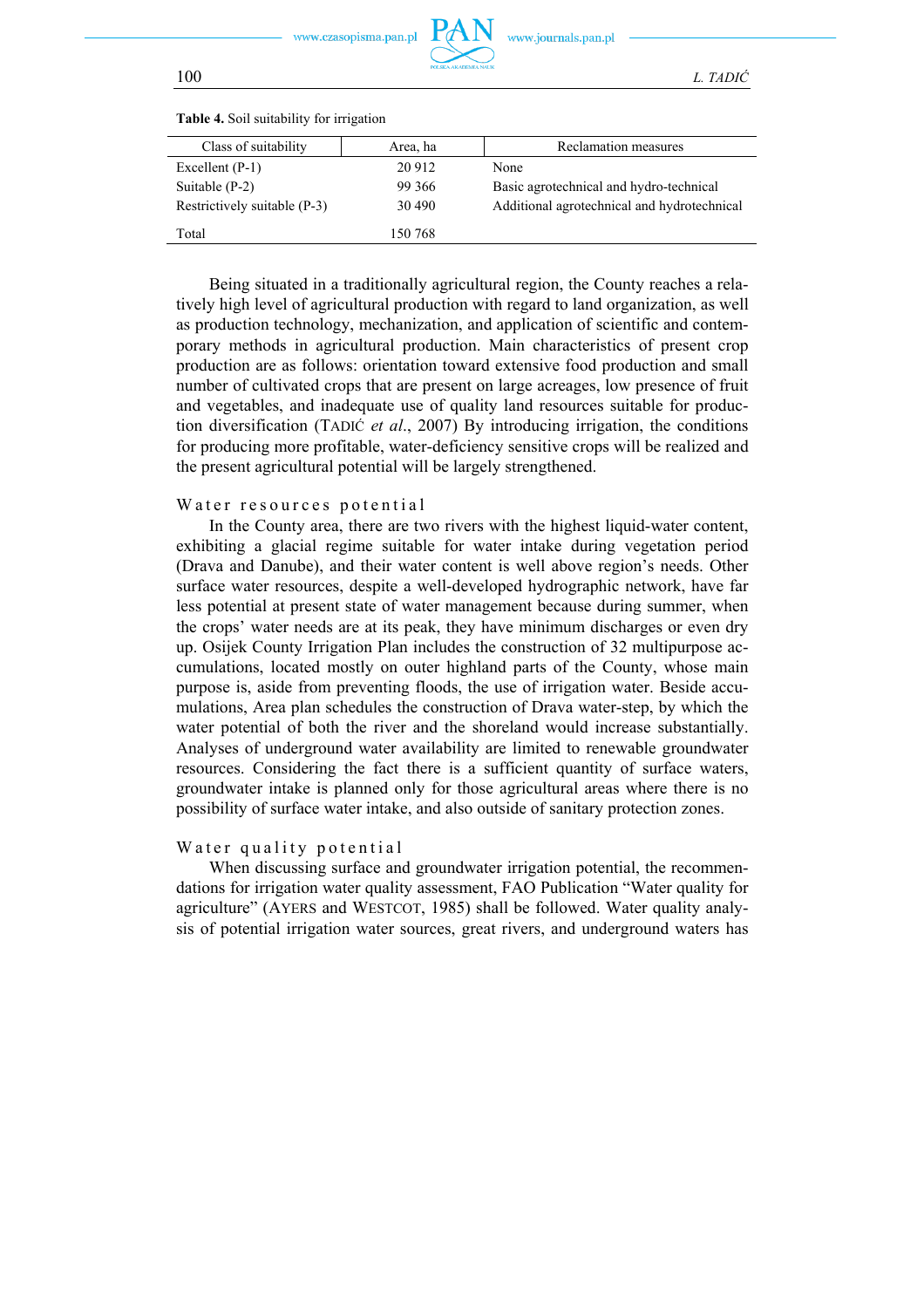**Table 4.** Soil suitability for irrigation

| Class of suitability | Area, ha | Reclamation measures |
|---|---|---|
| Excellent (P-1) | 20 912 | None |
| Suitable (P-2) | 99 366 | Basic agrotechnical and hydro-technical |
| Restrictively suitable (P-3) | 30 490 | Additional agrotechnical and hydrotechnical |
| Total | 150 768 | |

Being situated in a traditionally agricultural region, the County reaches a relatively high level of agricultural production with regard to land organization, as well as production technology, mechanization, and application of scientific and contemporary methods in agricultural production. Main characteristics of present crop production are as follows: orientation toward extensive food production and small number of cultivated crops that are present on large acreages, low presence of fruit and vegetables, and inadequate use of quality land resources suitable for production diversification (TADIĆ *et al.*, 2007) By introducing irrigation, the conditions for producing more profitable, water-deficiency sensitive crops will be realized and the present agricultural potential will be largely strengthened.

### Water resources potential

In the County area, there are two rivers with the highest liquid-water content, exhibiting a glacial regime suitable for water intake during vegetation period (Drava and Danube), and their water content is well above region's needs. Other surface water resources, despite a well-developed hydrographic network, have far less potential at present state of water management because during summer, when the crops' water needs are at its peak, they have minimum discharges or even dry up. Osijek County Irrigation Plan includes the construction of 32 multipurpose accumulations, located mostly on outer highland parts of the County, whose main purpose is, aside from preventing floods, the use of irrigation water. Beside accumulations, Area plan schedules the construction of Drava water-step, by which the water potential of both the river and the shoreland would increase substantially. Analyses of underground water availability are limited to renewable groundwater resources. Considering the fact there is a sufficient quantity of surface waters, groundwater intake is planned only for those agricultural areas where there is no possibility of surface water intake, and also outside of sanitary protection zones.

### Water quality potential

When discussing surface and groundwater irrigation potential, the recommendations for irrigation water quality assessment, FAO Publication "Water quality for agriculture" (AYERS and WESTCOT, 1985) shall be followed. Water quality analysis of potential irrigation water sources, great rivers, and underground waters has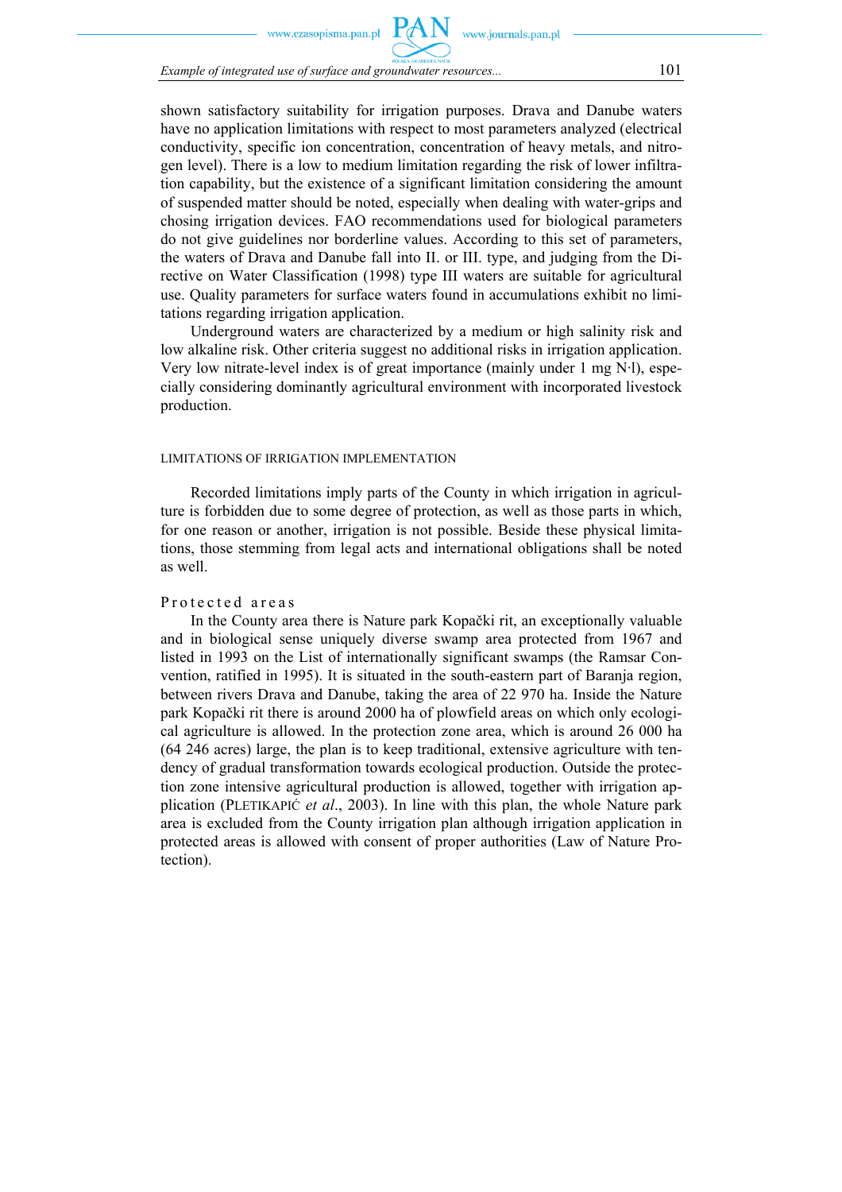shown satisfactory suitability for irrigation purposes. Drava and Danube waters have no application limitations with respect to most parameters analyzed (electrical conductivity, specific ion concentration, concentration of heavy metals, and nitrogen level). There is a low to medium limitation regarding the risk of lower infiltration capability, but the existence of a significant limitation considering the amount of suspended matter should be noted, especially when dealing with water-grips and chosing irrigation devices. FAO recommendations used for biological parameters do not give guidelines nor borderline values. According to this set of parameters, the waters of Drava and Danube fall into II. or III. type, and judging from the Directive on Water Classification (1998) type III waters are suitable for agricultural use. Quality parameters for surface waters found in accumulations exhibit no limitations regarding irrigation application.

Underground waters are characterized by a medium or high salinity risk and low alkaline risk. Other criteria suggest no additional risks in irrigation application. Very low nitrate-level index is of great importance (mainly under 1 mg N·l), especially considering dominantly agricultural environment with incorporated livestock production.

## LIMITATIONS OF IRRIGATION IMPLEMENTATION

Recorded limitations imply parts of the County in which irrigation in agriculture is forbidden due to some degree of protection, as well as those parts in which, for one reason or another, irrigation is not possible. Beside these physical limitations, those stemming from legal acts and international obligations shall be noted as well.

### Protected areas

In the County area there is Nature park Kopački rit, an exceptionally valuable and in biological sense uniquely diverse swamp area protected from 1967 and listed in 1993 on the List of internationally significant swamps (the Ramsar Convention, ratified in 1995). It is situated in the south-eastern part of Baranja region, between rivers Drava and Danube, taking the area of 22 970 ha. Inside the Nature park Kopački rit there is around 2000 ha of plowfield areas on which only ecological agriculture is allowed. In the protection zone area, which is around 26 000 ha (64 246 acres) large, the plan is to keep traditional, extensive agriculture with tendency of gradual transformation towards ecological production. Outside the protection zone intensive agricultural production is allowed, together with irrigation application (PLETIKAPIĆ *et al*., 2003). In line with this plan, the whole Nature park area is excluded from the County irrigation plan although irrigation application in protected areas is allowed with consent of proper authorities (Law of Nature Protection).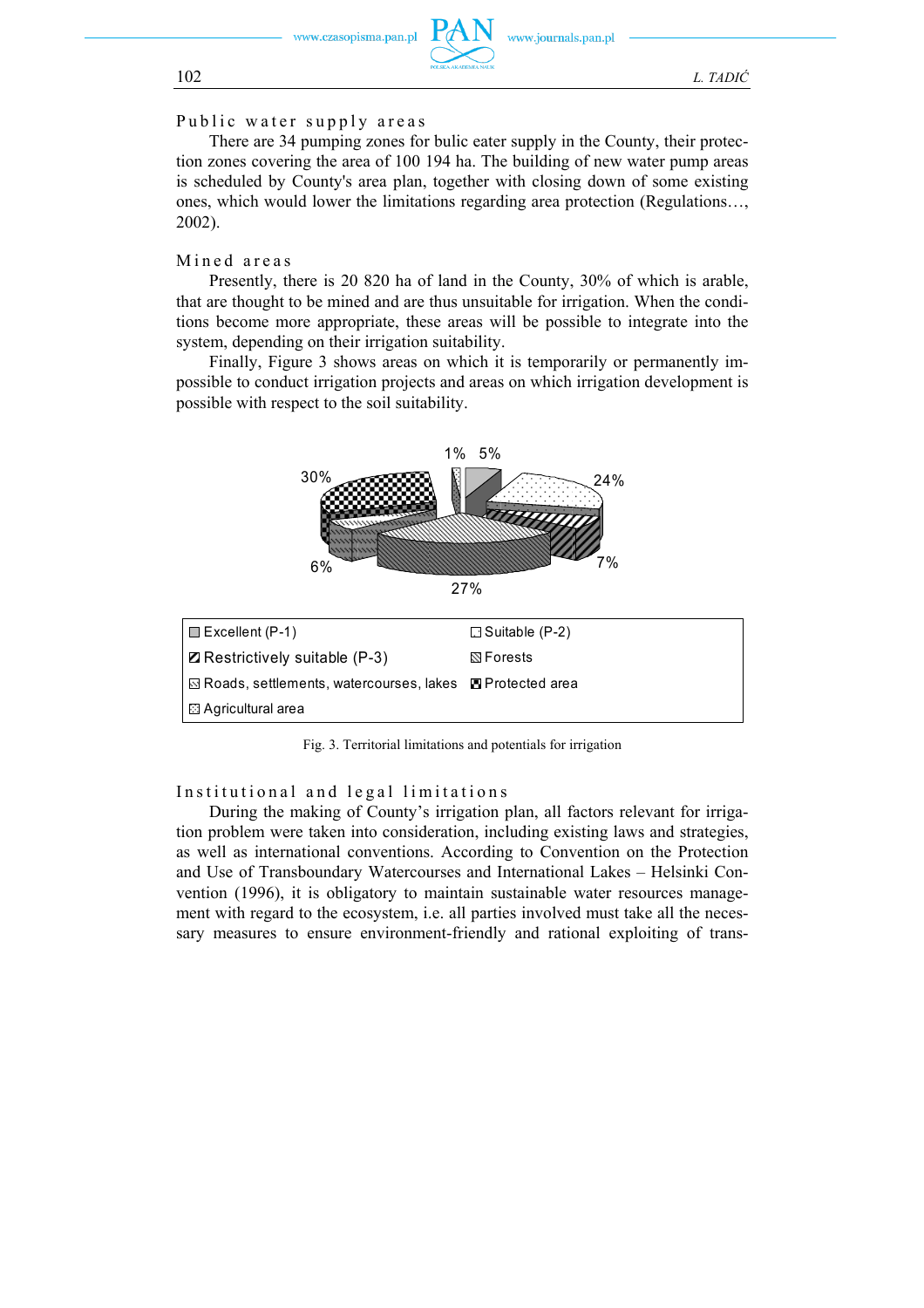## Public water supply areas

There are 34 pumping zones for bulic eater supply in the County, their protection zones covering the area of 100 194 ha. The building of new water pump areas is scheduled by County's area plan, together with closing down of some existing ones, which would lower the limitations regarding area protection (Regulations…, 2002).

## Mined areas

Presently, there is 20 820 ha of land in the County, 30% of which is arable, that are thought to be mined and are thus unsuitable for irrigation. When the conditions become more appropriate, these areas will be possible to integrate into the system, depending on their irrigation suitability.

Finally, Figure 3 shows areas on which it is temporarily or permanently impossible to conduct irrigation projects and areas on which irrigation development is possible with respect to the soil suitability.

1% 5% 24% 7% 27% 6% 30%

Excellent (P-1) | Suitable (P-2) | Restrictively suitable (P-3) | Forests | Roads, settlements, watercourses, lakes | Protected area | Agricultural area

Fig. 3. Territorial limitations and potentials for irrigation

## Institutional and legal limitations

During the making of County's irrigation plan, all factors relevant for irrigation problem were taken into consideration, including existing laws and strategies, as well as international conventions. According to Convention on the Protection and Use of Transboundary Watercourses and International Lakes – Helsinki Convention (1996), it is obligatory to maintain sustainable water resources management with regard to the ecosystem, i.e. all parties involved must take all the necessary measures to ensure environment-friendly and rational exploiting of trans-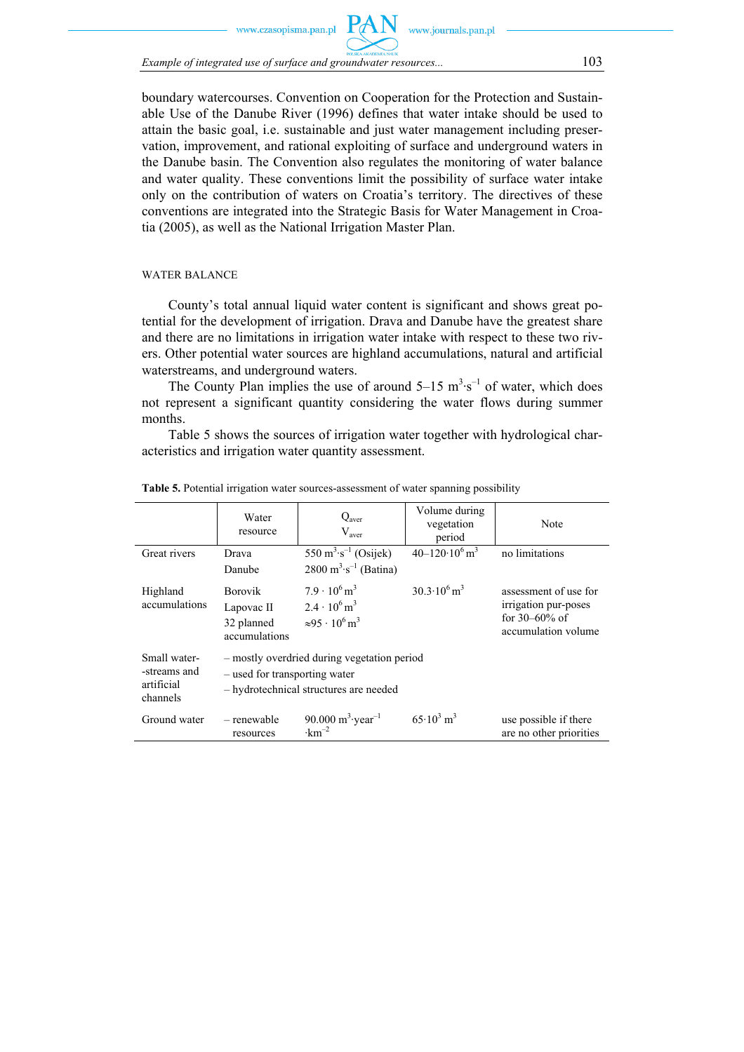boundary watercourses. Convention on Cooperation for the Protection and Sustainable Use of the Danube River (1996) defines that water intake should be used to attain the basic goal, i.e. sustainable and just water management including preservation, improvement, and rational exploiting of surface and underground waters in the Danube basin. The Convention also regulates the monitoring of water balance and water quality. These conventions limit the possibility of surface water intake only on the contribution of waters on Croatia's territory. The directives of these conventions are integrated into the Strategic Basis for Water Management in Croatia (2005), as well as the National Irrigation Master Plan.

## WATER BALANCE

County's total annual liquid water content is significant and shows great potential for the development of irrigation. Drava and Danube have the greatest share and there are no limitations in irrigation water intake with respect to these two rivers. Other potential water sources are highland accumulations, natural and artificial waterstreams, and underground waters.

The County Plan implies the use of around 5–15 $m^3 \cdot s^{-1}$ of water, which does not represent a significant quantity considering the water flows during summer months.

Table 5 shows the sources of irrigation water together with hydrological characteristics and irrigation water quantity assessment.

**Table 5.** Potential irrigation water sources-assessment of water spanning possibility

| | Water resource | $Q_{aver}$ $V_{aver}$ | Volume during vegetation period | Note |
|---|---|---|---|---|
| Great rivers | Drava<br>Danube | 550 $m^3 \cdot s^{-1}$ (Osijek)<br>2800 $m^3 \cdot s^{-1}$ (Batina) | 40–120·$10^6$ $m^3$ | no limitations |
| Highland accumulations | Borovik<br>Lapovac II<br>32 planned accumulations | 7.9 · $10^6$ $m^3$<br>2.4 · $10^6$ $m^3$<br>≈95 · $10^6$ $m^3$ | 30.3·$10^6$ $m^3$ | assessment of use for irrigation pur-poses for 30–60% of accumulation volume |
| Small water--streams and artificial channels | – mostly overdried during vegetation period<br>– used for transporting water<br>– hydrotechnical structures are needed | | | |
| Ground water | – renewable resources | 90.000 $m^3 \cdot year^{-1} \cdot km^{-2}$ | 65·$10^3$ $m^3$ | use possible if there are no other priorities |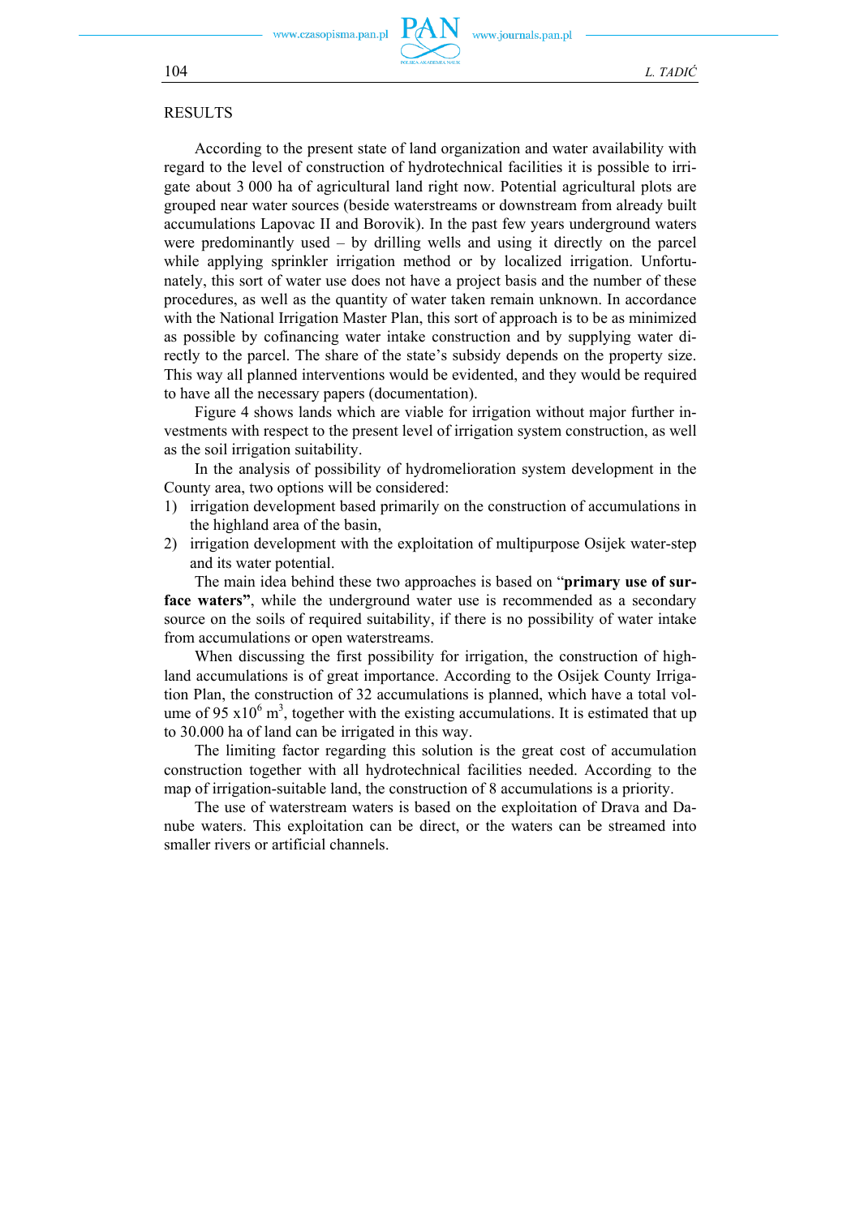## RESULTS

According to the present state of land organization and water availability with regard to the level of construction of hydrotechnical facilities it is possible to irrigate about 3 000 ha of agricultural land right now. Potential agricultural plots are grouped near water sources (beside waterstreams or downstream from already built accumulations Lapovac II and Borovik). In the past few years underground waters were predominantly used – by drilling wells and using it directly on the parcel while applying sprinkler irrigation method or by localized irrigation. Unfortunately, this sort of water use does not have a project basis and the number of these procedures, as well as the quantity of water taken remain unknown. In accordance with the National Irrigation Master Plan, this sort of approach is to be as minimized as possible by cofinancing water intake construction and by supplying water directly to the parcel. The share of the state's subsidy depends on the property size. This way all planned interventions would be evidented, and they would be required to have all the necessary papers (documentation).

Figure 4 shows lands which are viable for irrigation without major further investments with respect to the present level of irrigation system construction, as well as the soil irrigation suitability.

In the analysis of possibility of hydromelioration system development in the County area, two options will be considered:

1) irrigation development based primarily on the construction of accumulations in the highland area of the basin,
2) irrigation development with the exploitation of multipurpose Osijek water-step and its water potential.

The main idea behind these two approaches is based on "**primary use of surface waters"**, while the underground water use is recommended as a secondary source on the soils of required suitability, if there is no possibility of water intake from accumulations or open waterstreams.

When discussing the first possibility for irrigation, the construction of highland accumulations is of great importance. According to the Osijek County Irrigation Plan, the construction of 32 accumulations is planned, which have a total volume of 95 x$10^6$ $m^3$, together with the existing accumulations. It is estimated that up to 30.000 ha of land can be irrigated in this way.

The limiting factor regarding this solution is the great cost of accumulation construction together with all hydrotechnical facilities needed. According to the map of irrigation-suitable land, the construction of 8 accumulations is a priority.

The use of waterstream waters is based on the exploitation of Drava and Danube waters. This exploitation can be direct, or the waters can be streamed into smaller rivers or artificial channels.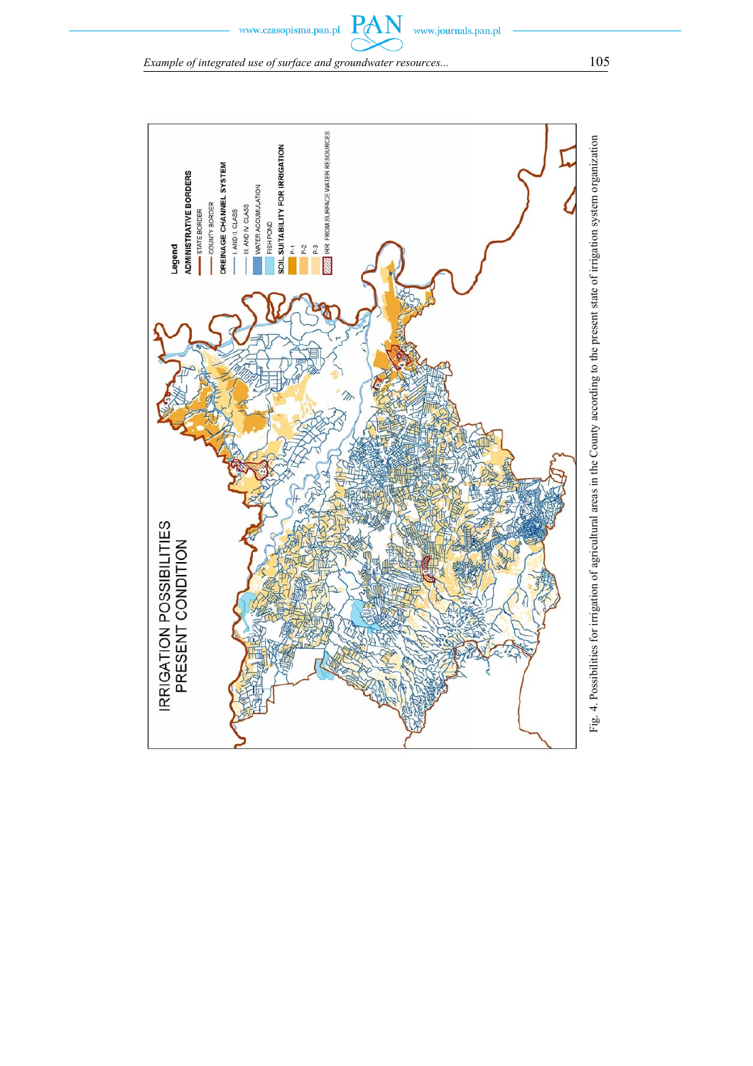Fig. 4. Possibilities for irrigation of agricultural areas in the County according to the present state of irrigation system organization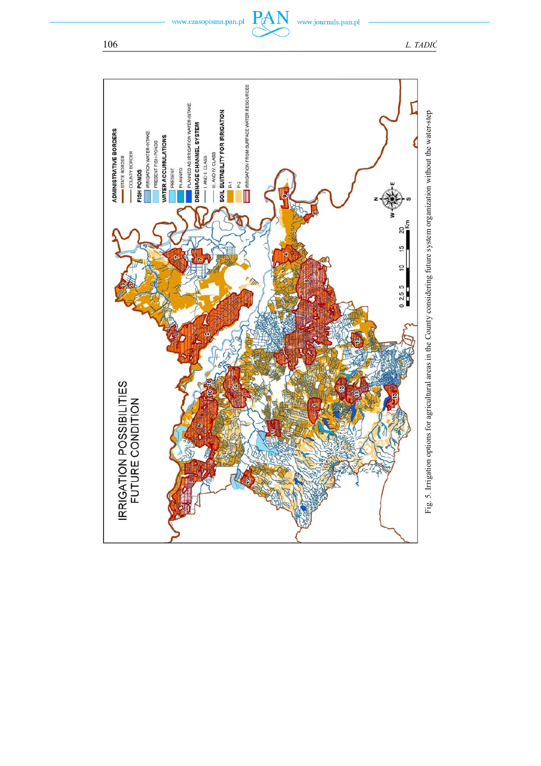Fig. 5. Irrigation options for agricultural areas in the County considering future system organization without the water-step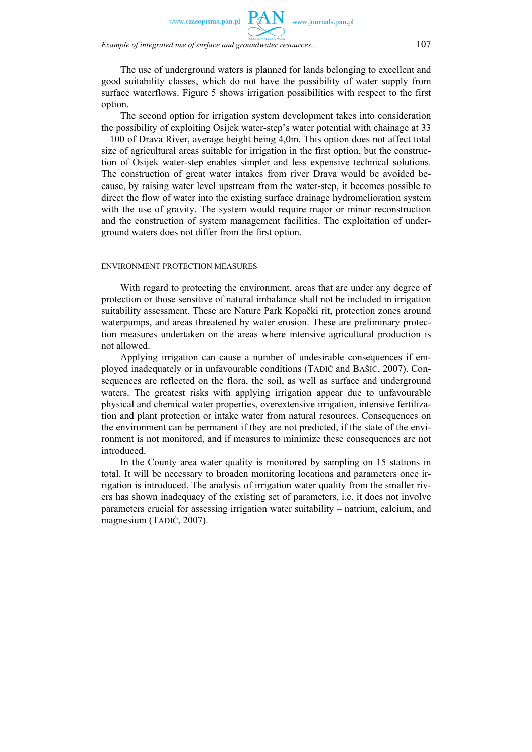The use of underground waters is planned for lands belonging to excellent and good suitability classes, which do not have the possibility of water supply from surface waterflows. Figure 5 shows irrigation possibilities with respect to the first option.

The second option for irrigation system development takes into consideration the possibility of exploiting Osijek water-step's water potential with chainage at 33 + 100 of Drava River, average height being 4,0m. This option does not affect total size of agricultural areas suitable for irrigation in the first option, but the construction of Osijek water-step enables simpler and less expensive technical solutions. The construction of great water intakes from river Drava would be avoided because, by raising water level upstream from the water-step, it becomes possible to direct the flow of water into the existing surface drainage hydromelioration system with the use of gravity. The system would require major or minor reconstruction and the construction of system management facilities. The exploitation of underground waters does not differ from the first option.

## ENVIRONMENT PROTECTION MEASURES

With regard to protecting the environment, areas that are under any degree of protection or those sensitive of natural imbalance shall not be included in irrigation suitability assessment. These are Nature Park Kopački rit, protection zones around waterpumps, and areas threatened by water erosion. These are preliminary protection measures undertaken on the areas where intensive agricultural production is not allowed.

Applying irrigation can cause a number of undesirable consequences if employed inadequately or in unfavourable conditions (TADIĆ and BAŠIĆ, 2007). Consequences are reflected on the flora, the soil, as well as surface and underground waters. The greatest risks with applying irrigation appear due to unfavourable physical and chemical water properties, overextensive irrigation, intensive fertilization and plant protection or intake water from natural resources. Consequences on the environment can be permanent if they are not predicted, if the state of the environment is not monitored, and if measures to minimize these consequences are not introduced.

In the County area water quality is monitored by sampling on 15 stations in total. It will be necessary to broaden monitoring locations and parameters once irrigation is introduced. The analysis of irrigation water quality from the smaller rivers has shown inadequacy of the existing set of parameters, i.e. it does not involve parameters crucial for assessing irrigation water suitability – natrium, calcium, and magnesium (TADIĆ, 2007).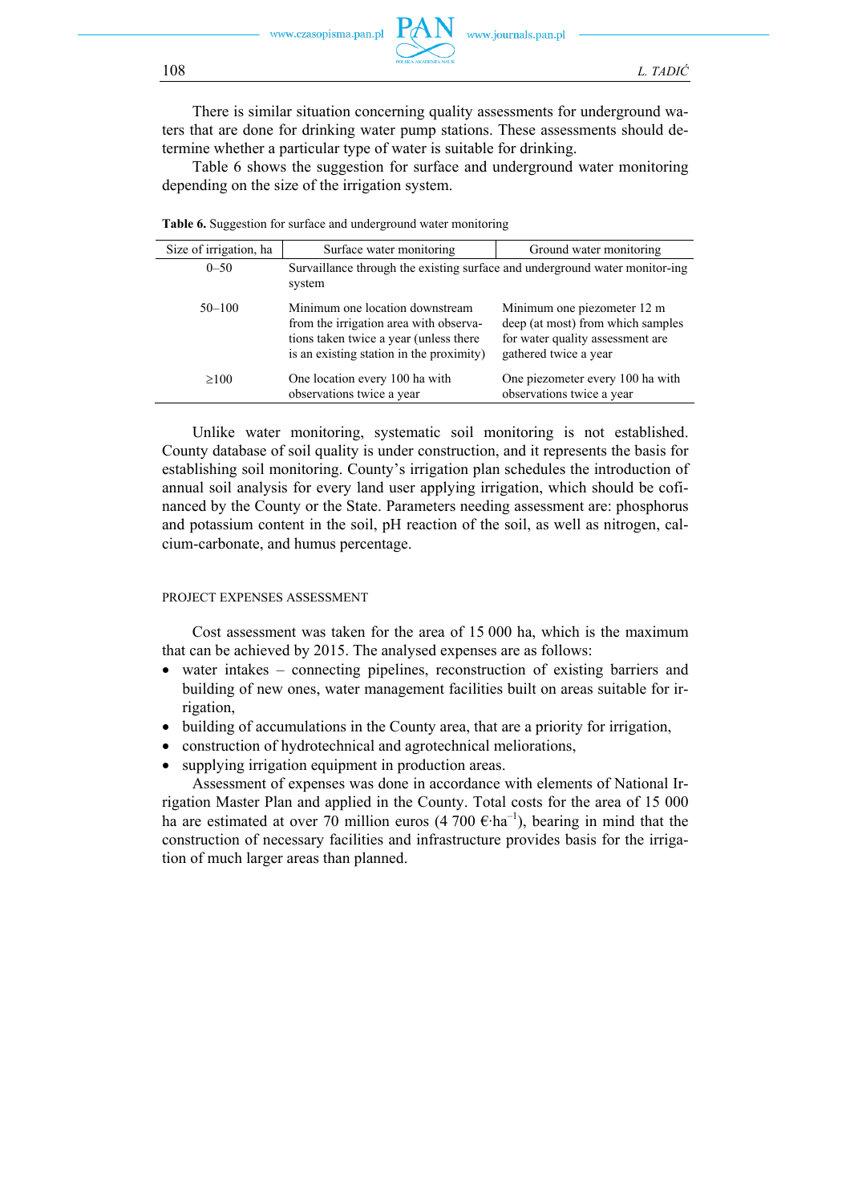There is similar situation concerning quality assessments for underground waters that are done for drinking water pump stations. These assessments should determine whether a particular type of water is suitable for drinking.

Table 6 shows the suggestion for surface and underground water monitoring depending on the size of the irrigation system.

**Table 6.** Suggestion for surface and underground water monitoring

| Size of irrigation, ha | Surface water monitoring | Ground water monitoring |
|---|---|---|
| 0–50 | Survaillance through the existing surface and underground water monitor-ing system | |
| 50–100 | Minimum one location downstream from the irrigation area with observations taken twice a year (unless there is an existing station in the proximity) | Minimum one piezometer 12 m deep (at most) from which samples for water quality assessment are gathered twice a year |
| ≥100 | One location every 100 ha with observations twice a year | One piezometer every 100 ha with observations twice a year |

Unlike water monitoring, systematic soil monitoring is not established. County database of soil quality is under construction, and it represents the basis for establishing soil monitoring. County's irrigation plan schedules the introduction of annual soil analysis for every land user applying irrigation, which should be cofinanced by the County or the State. Parameters needing assessment are: phosphorus and potassium content in the soil, pH reaction of the soil, as well as nitrogen, calcium-carbonate, and humus percentage.

## PROJECT EXPENSES ASSESSMENT

Cost assessment was taken for the area of 15 000 ha, which is the maximum that can be achieved by 2015. The analysed expenses are as follows:

- water intakes – connecting pipelines, reconstruction of existing barriers and building of new ones, water management facilities built on areas suitable for irrigation,
- building of accumulations in the County area, that are a priority for irrigation,
- construction of hydrotechnical and agrotechnical meliorations,
- supplying irrigation equipment in production areas.

Assessment of expenses was done in accordance with elements of National Irrigation Master Plan and applied in the County. Total costs for the area of 15 000 ha are estimated at over 70 million euros (4 700 €·ha$^{-1}$), bearing in mind that the construction of necessary facilities and infrastructure provides basis for the irrigation of much larger areas than planned.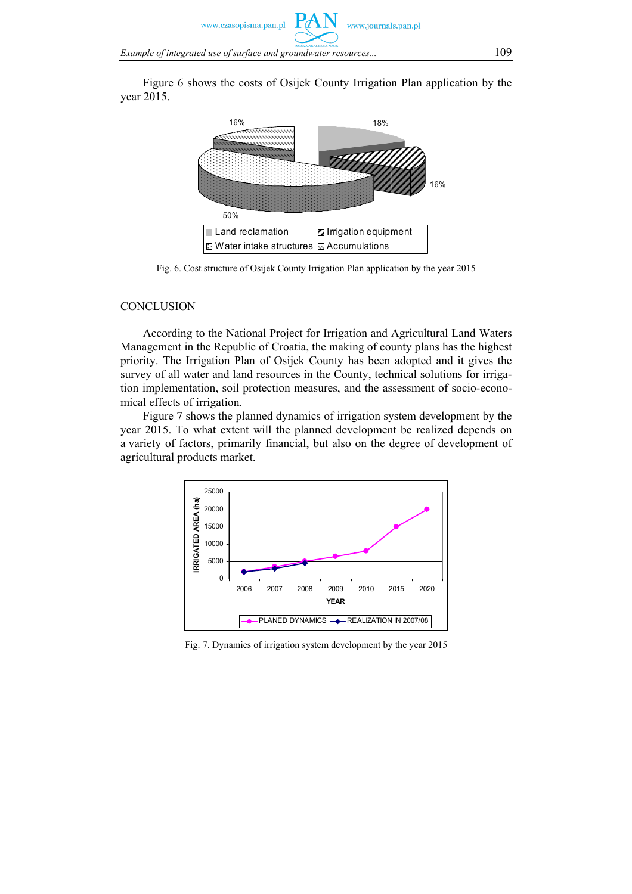Figure 6 shows the costs of Osijek County Irrigation Plan application by the year 2015.

Fig. 6. Cost structure of Osijek County Irrigation Plan application by the year 2015

## CONCLUSION

According to the National Project for Irrigation and Agricultural Land Waters Management in the Republic of Croatia, the making of county plans has the highest priority. The Irrigation Plan of Osijek County has been adopted and it gives the survey of all water and land resources in the County, technical solutions for irrigation implementation, soil protection measures, and the assessment of socio-economical effects of irrigation.

Figure 7 shows the planned dynamics of irrigation system development by the year 2015. To what extent will the planned development be realized depends on a variety of factors, primarily financial, but also on the degree of development of agricultural products market.

Fig. 7. Dynamics of irrigation system development by the year 2015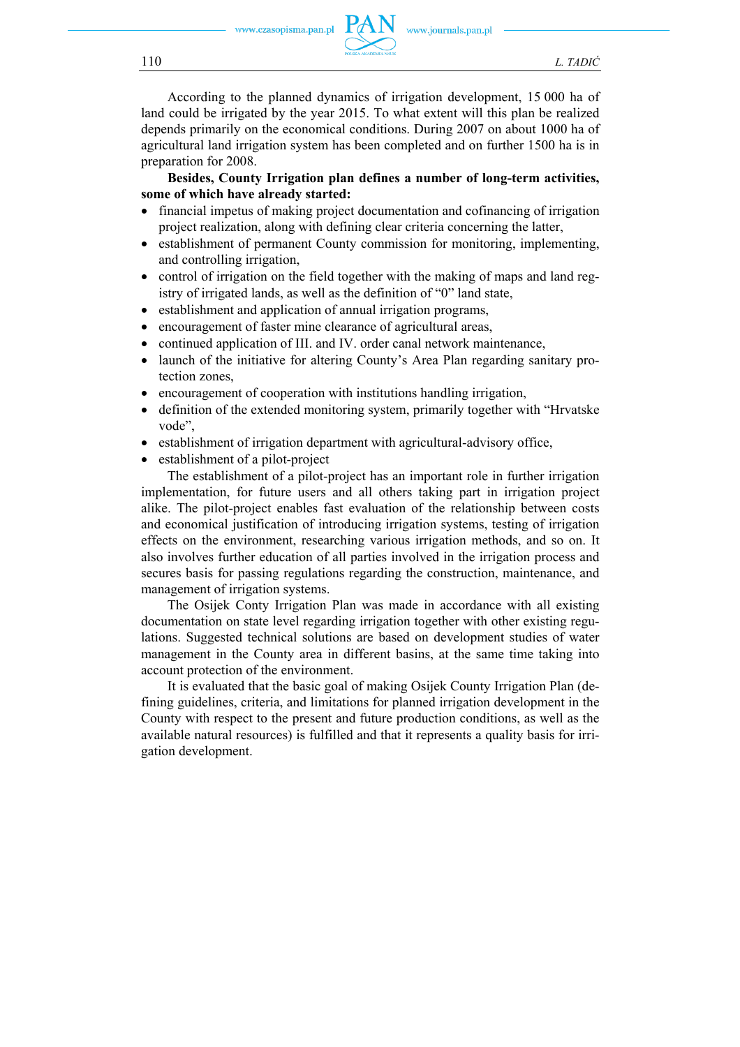According to the planned dynamics of irrigation development, 15 000 ha of land could be irrigated by the year 2015. To what extent will this plan be realized depends primarily on the economical conditions. During 2007 on about 1000 ha of agricultural land irrigation system has been completed and on further 1500 ha is in preparation for 2008.

**Besides, County Irrigation plan defines a number of long-term activities, some of which have already started:**

- financial impetus of making project documentation and cofinancing of irrigation project realization, along with defining clear criteria concerning the latter,
- establishment of permanent County commission for monitoring, implementing, and controlling irrigation,
- control of irrigation on the field together with the making of maps and land registry of irrigated lands, as well as the definition of "0" land state,
- establishment and application of annual irrigation programs,
- encouragement of faster mine clearance of agricultural areas,
- continued application of III. and IV. order canal network maintenance,
- launch of the initiative for altering County's Area Plan regarding sanitary protection zones,
- encouragement of cooperation with institutions handling irrigation,
- definition of the extended monitoring system, primarily together with "Hrvatske vode",
- establishment of irrigation department with agricultural-advisory office,
- establishment of a pilot-project

The establishment of a pilot-project has an important role in further irrigation implementation, for future users and all others taking part in irrigation project alike. The pilot-project enables fast evaluation of the relationship between costs and economical justification of introducing irrigation systems, testing of irrigation effects on the environment, researching various irrigation methods, and so on. It also involves further education of all parties involved in the irrigation process and secures basis for passing regulations regarding the construction, maintenance, and management of irrigation systems.

The Osijek Conty Irrigation Plan was made in accordance with all existing documentation on state level regarding irrigation together with other existing regulations. Suggested technical solutions are based on development studies of water management in the County area in different basins, at the same time taking into account protection of the environment.

It is evaluated that the basic goal of making Osijek County Irrigation Plan (defining guidelines, criteria, and limitations for planned irrigation development in the County with respect to the present and future production conditions, as well as the available natural resources) is fulfilled and that it represents a quality basis for irrigation development.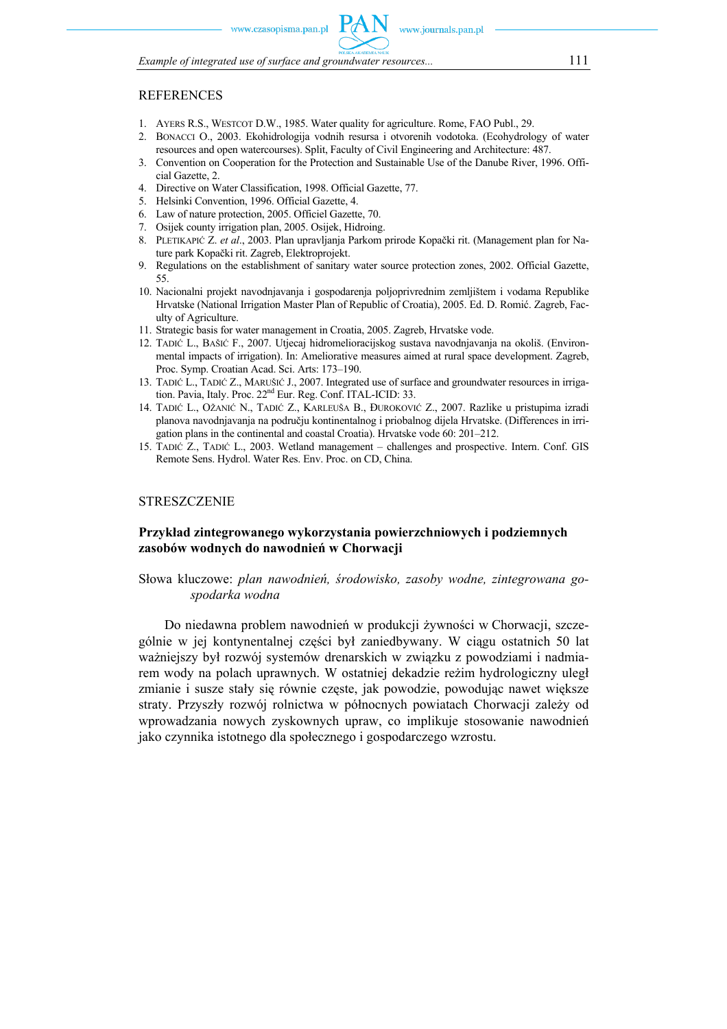## REFERENCES

1. AYERS R.S., WESTCOT D.W., 1985. Water quality for agriculture. Rome, FAO Publ., 29.
2. BONACCI O., 2003. Ekohidrologija vodnih resursa i otvorenih vodotoka. (Ecohydrology of water resources and open watercourses). Split, Faculty of Civil Engineering and Architecture: 487.
3. Convention on Cooperation for the Protection and Sustainable Use of the Danube River, 1996. Official Gazette, 2.
4. Directive on Water Classification, 1998. Official Gazette, 77.
5. Helsinki Convention, 1996. Official Gazette, 4.
6. Law of nature protection, 2005. Officiel Gazette, 70.
7. Osijek county irrigation plan, 2005. Osijek, Hidroing.
8. PLETIKAPIĆ Z. *et al*., 2003. Plan upravljanja Parkom prirode Kopački rit. (Management plan for Nature park Kopački rit. Zagreb, Elektroprojekt.
9. Regulations on the establishment of sanitary water source protection zones, 2002. Official Gazette, 55.
10. Nacionalni projekt navodnjavanja i gospodarenja poljoprivrednim zemljištem i vodama Republike Hrvatske (National Irrigation Master Plan of Republic of Croatia), 2005. Ed. D. Romić. Zagreb, Faculty of Agriculture.
11. Strategic basis for water management in Croatia, 2005. Zagreb, Hrvatske vode.
12. TADIĆ L., BAŠIĆ F., 2007. Utjecaj hidromelioracijskog sustava navodnjavanja na okoliš. (Environmental impacts of irrigation). In: Ameliorative measures aimed at rural space development. Zagreb, Proc. Symp. Croatian Acad. Sci. Arts: 173–190.
13. TADIĆ L., TADIĆ Z., MARUŠIĆ J., 2007. Integrated use of surface and groundwater resources in irrigation. Pavia, Italy. Proc. 22nd Eur. Reg. Conf. ITAL-ICID: 33.
14. TADIĆ L., OŽANIĆ N., TADIĆ Z., KARLEUŠA B., ĐUROKOVIĆ Z., 2007. Razlike u pristupima izradi planova navodnjavanja na području kontinentalnog i priobalnog dijela Hrvatske. (Differences in irrigation plans in the continental and coastal Croatia). Hrvatske vode 60: 201–212.
15. TADIĆ Z., TADIĆ L., 2003. Wetland management – challenges and prospective. Intern. Conf. GIS Remote Sens. Hydrol. Water Res. Env. Proc. on CD, China.

## STRESZCZENIE

### Przykład zintegrowanego wykorzystania powierzchniowych i podziemnych zasobów wodnych do nawodnień w Chorwacji

Słowa kluczowe: *plan nawodnień, środowisko, zasoby wodne, zintegrowana gospodarka wodna*

Do niedawna problem nawodnień w produkcji żywności w Chorwacji, szczególnie w jej kontynentalnej części był zaniedbywany. W ciągu ostatnich 50 lat ważniejszy był rozwój systemów drenarskich w związku z powodziami i nadmiarem wody na polach uprawnych. W ostatniej dekadzie reżim hydrologiczny uległ zmianie i susze stały się równie częste, jak powodzie, powodując nawet większe straty. Przyszły rozwój rolnictwa w północnych powiatach Chorwacji zależy od wprowadzania nowych zyskownych upraw, co implikuje stosowanie nawodnień jako czynnika istotnego dla społecznego i gospodarczego wzrostu.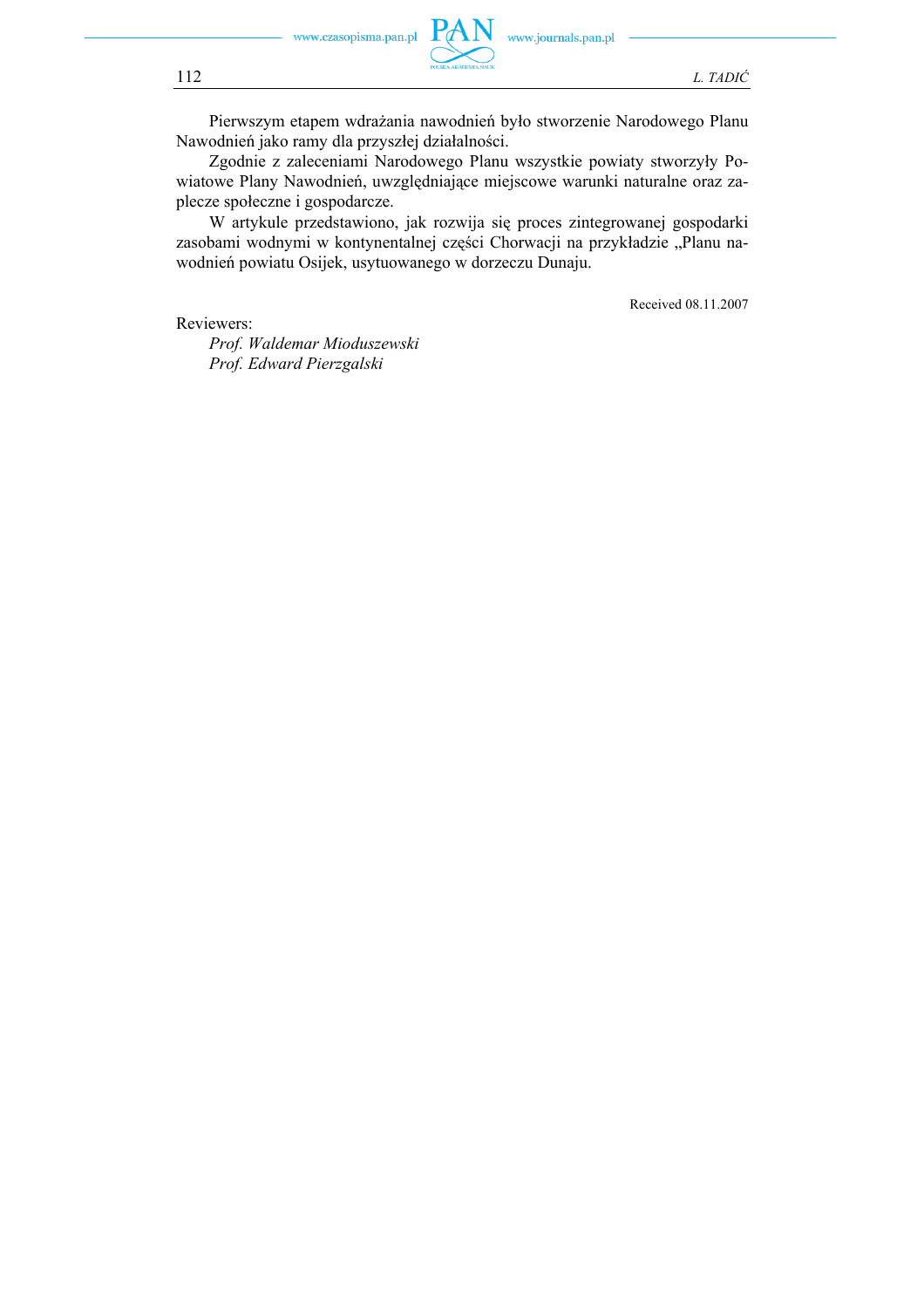Pierwszym etapem wdrażania nawodnień było stworzenie Narodowego Planu Nawodnień jako ramy dla przyszłej działalności.

Zgodnie z zaleceniami Narodowego Planu wszystkie powiaty stworzyły Powiatowe Plany Nawodnień, uwzględniające miejscowe warunki naturalne oraz zaplecze społeczne i gospodarcze.

W artykule przedstawiono, jak rozwija się proces zintegrowanej gospodarki zasobami wodnymi w kontynentalnej części Chorwacji na przykładzie „Planu nawodnień powiatu Osijek, usytuowanego w dorzeczu Dunaju.

Received 08.11.2007

Reviewers:

*Prof. Waldemar Mioduszewski*
*Prof. Edward Pierzgalski*